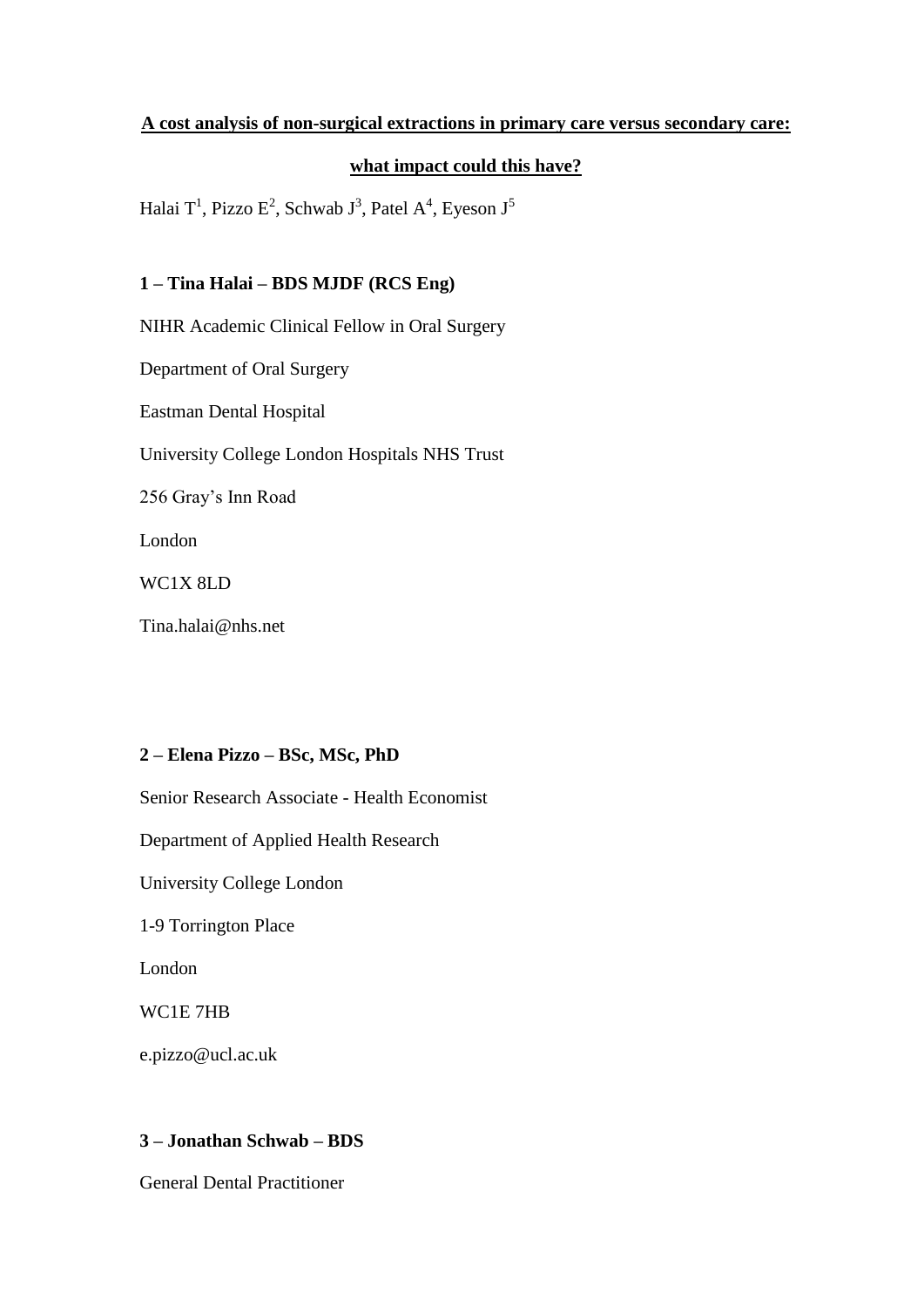**A cost analysis of non-surgical extractions in primary care versus secondary care: what impact could this have?**

Halai T[1], Pizzo E[2], Schwab J[3], Patel A[4], Eyeson J[5]

**1 – Tina Halai – BDS MJDF (RCS Eng)**

NIHR Academic Clinical Fellow in Oral Surgery

Department of Oral Surgery

Eastman Dental Hospital

University College London Hospitals NHS Trust

256 Gray's Inn Road

London

WC1X 8LD

Tina.halai@nhs.net

**2 – Elena Pizzo – BSc, MSc, PhD**

Senior Research Associate - Health Economist

Department of Applied Health Research

University College London

1-9 Torrington Place

London

WC1E 7HB

e.pizzo@ucl.ac.uk

**3 – Jonathan Schwab – BDS**

General Dental Practitioner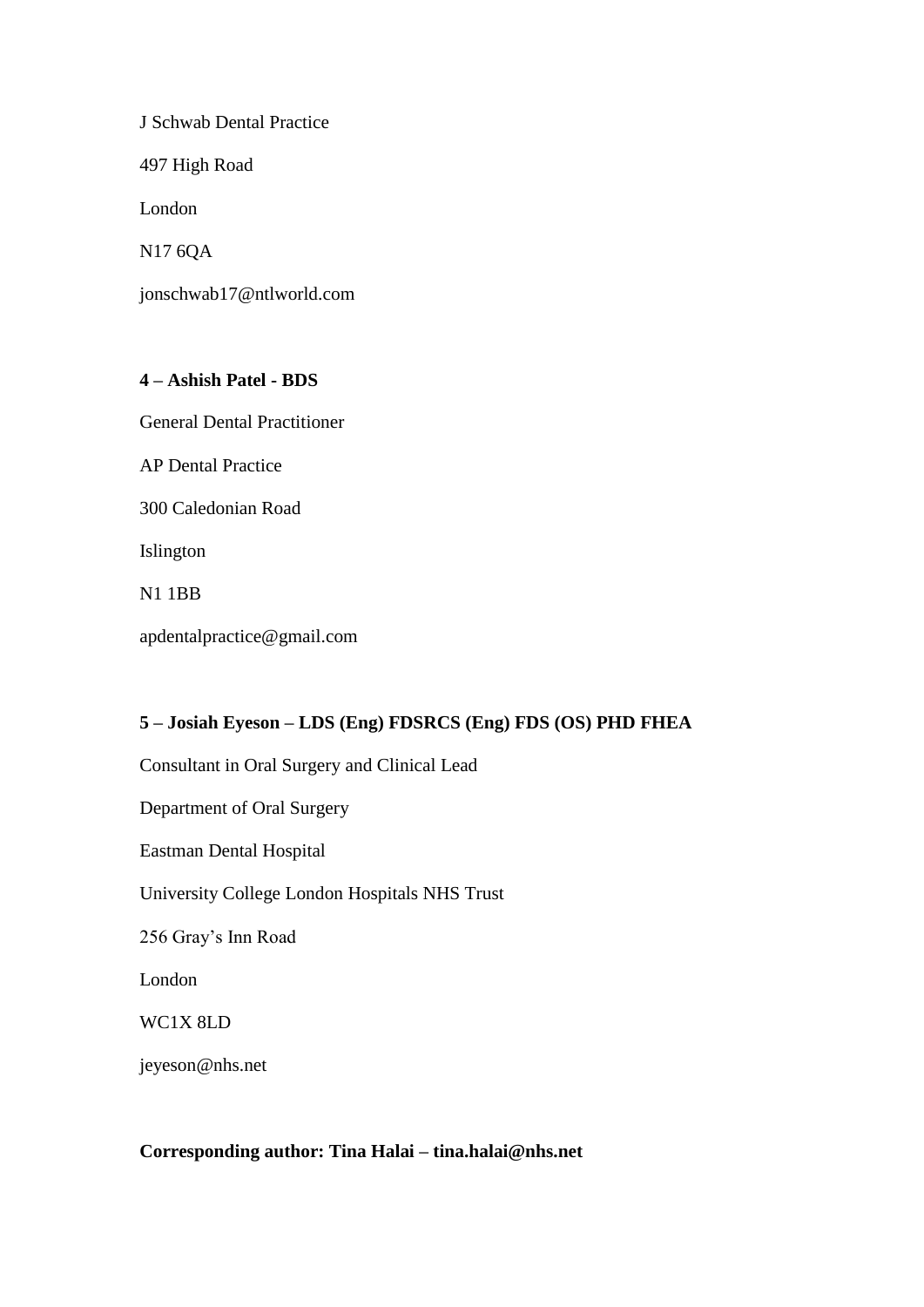J Schwab Dental Practice

497 High Road

London

N17 6QA

jonschwab17@ntlworld.com

**4 – Ashish Patel - BDS**

General Dental Practitioner

AP Dental Practice

300 Caledonian Road

Islington

N1 1BB

apdentalpractice@gmail.com

**5 – Josiah Eyeson – LDS (Eng) FDSRCS (Eng) FDS (OS) PHD FHEA**

Consultant in Oral Surgery and Clinical Lead

Department of Oral Surgery

Eastman Dental Hospital

University College London Hospitals NHS Trust

256 Gray's Inn Road

London

WC1X 8LD

jeyeson@nhs.net

**Corresponding author: Tina Halai – tina.halai@nhs.net**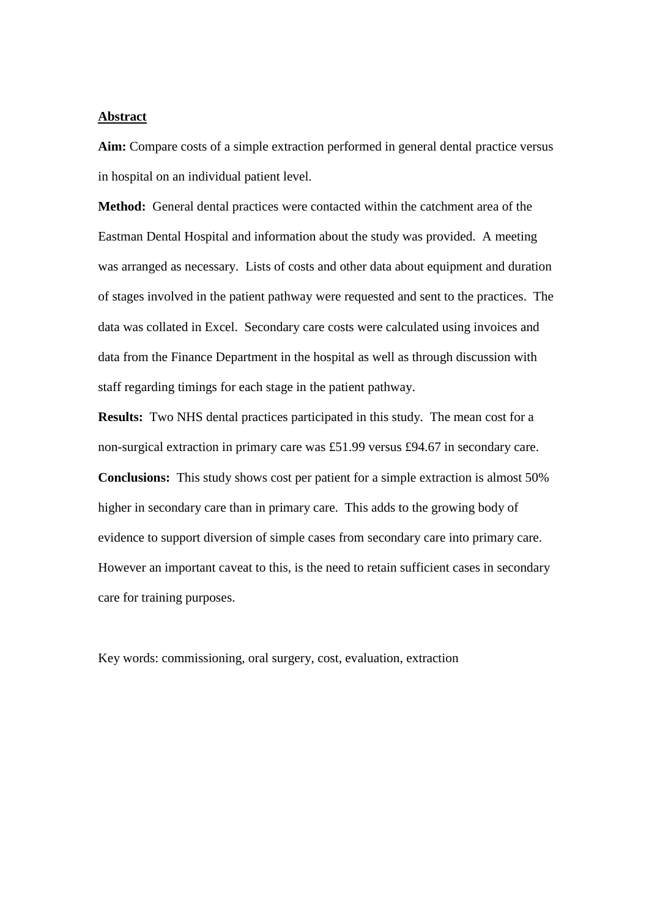## Abstract

**Aim:** Compare costs of a simple extraction performed in general dental practice versus in hospital on an individual patient level.

**Method:** General dental practices were contacted within the catchment area of the Eastman Dental Hospital and information about the study was provided. A meeting was arranged as necessary. Lists of costs and other data about equipment and duration of stages involved in the patient pathway were requested and sent to the practices. The data was collated in Excel. Secondary care costs were calculated using invoices and data from the Finance Department in the hospital as well as through discussion with staff regarding timings for each stage in the patient pathway.

**Results:** Two NHS dental practices participated in this study. The mean cost for a non-surgical extraction in primary care was £51.99 versus £94.67 in secondary care.

**Conclusions:** This study shows cost per patient for a simple extraction is almost 50% higher in secondary care than in primary care. This adds to the growing body of evidence to support diversion of simple cases from secondary care into primary care. However an important caveat to this, is the need to retain sufficient cases in secondary care for training purposes.

Key words: commissioning, oral surgery, cost, evaluation, extraction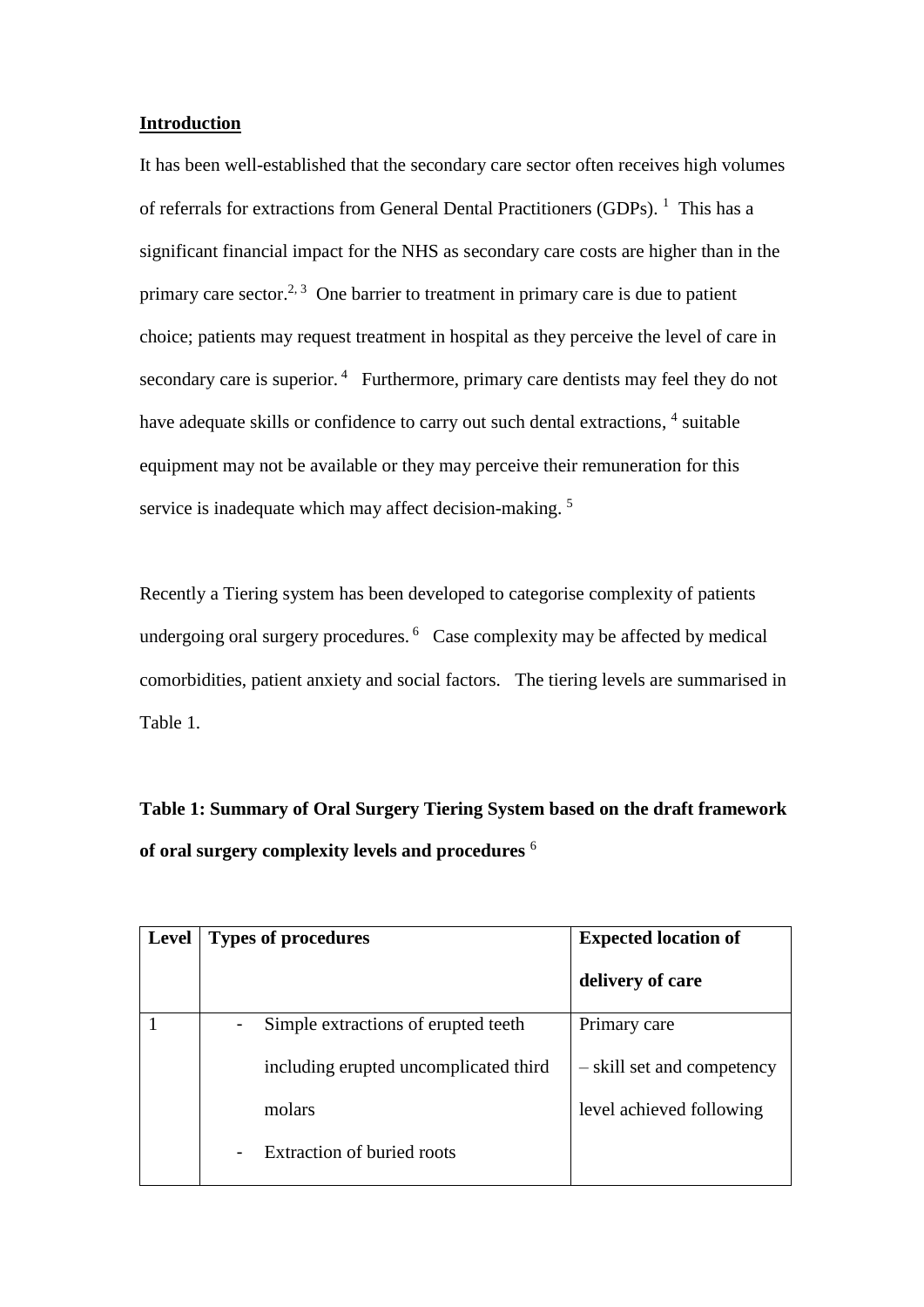**Introduction**

It has been well-established that the secondary care sector often receives high volumes of referrals for extractions from General Dental Practitioners (GDPs). [1] This has a significant financial impact for the NHS as secondary care costs are higher than in the primary care sector.[2, 3] One barrier to treatment in primary care is due to patient choice; patients may request treatment in hospital as they perceive the level of care in secondary care is superior. [4] Furthermore, primary care dentists may feel they do not have adequate skills or confidence to carry out such dental extractions, [4] suitable equipment may not be available or they may perceive their remuneration for this service is inadequate which may affect decision-making. [5]

Recently a Tiering system has been developed to categorise complexity of patients undergoing oral surgery procedures. [6] Case complexity may be affected by medical comorbidities, patient anxiety and social factors. The tiering levels are summarised in Table 1.

**Table 1: Summary of Oral Surgery Tiering System based on the draft framework of oral surgery complexity levels and procedures** [6]

| Level | Types of procedures | Expected location of delivery of care |
|---|---|---|
| 1 | - Simple extractions of erupted teeth including erupted uncomplicated third molars<br>- Extraction of buried roots | Primary care – skill set and competency level achieved following |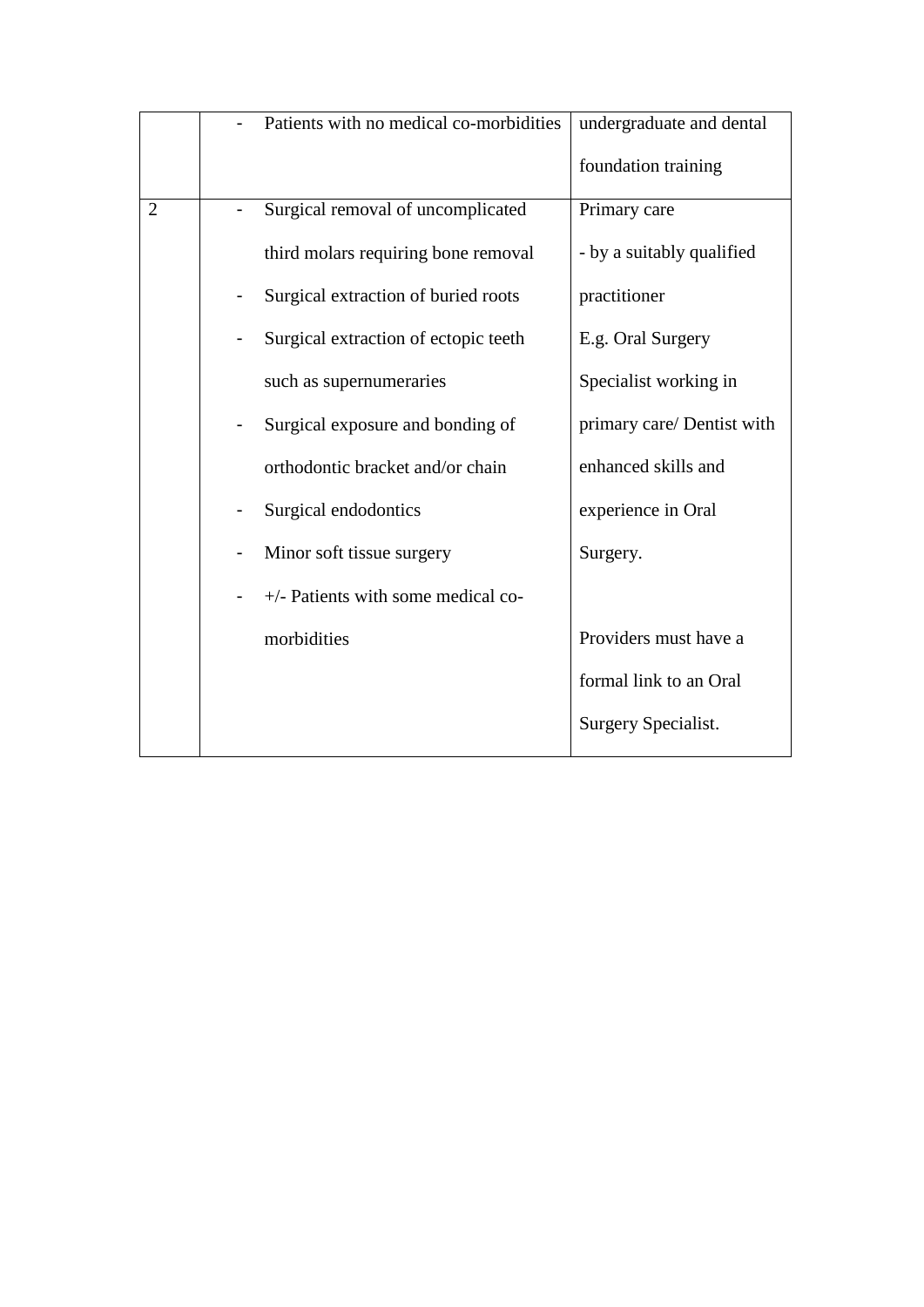| | | |
|---|---|---|
| | - Patients with no medical co-morbidities | undergraduate and dental foundation training |
| 2 | - Surgical removal of uncomplicated third molars requiring bone removal<br>- Surgical extraction of buried roots<br>- Surgical extraction of ectopic teeth such as supernumeraries<br>- Surgical exposure and bonding of orthodontic bracket and/or chain<br>- Surgical endodontics<br>- Minor soft tissue surgery<br>- +/- Patients with some medical co-morbidities | Primary care<br>- by a suitably qualified practitioner<br>E.g. Oral Surgery Specialist working in primary care/ Dentist with enhanced skills and experience in Oral Surgery.<br><br>Providers must have a formal link to an Oral Surgery Specialist. |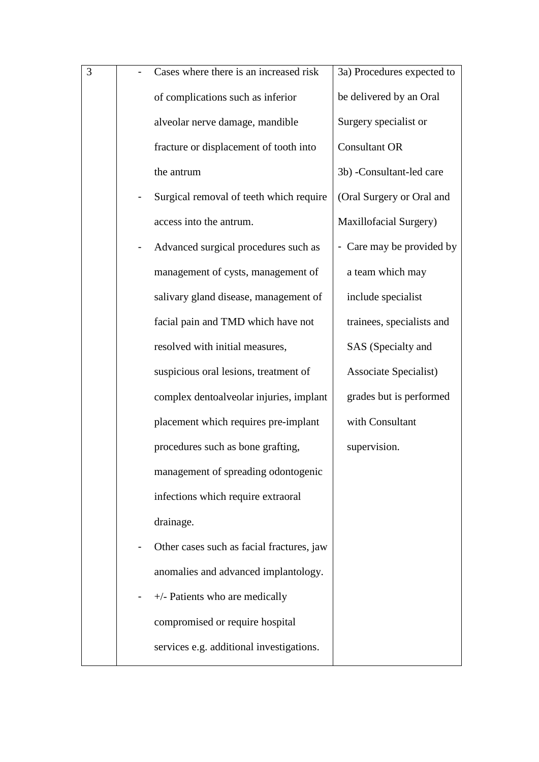| 3 | - Cases where there is an increased risk of complications such as inferior alveolar nerve damage, mandible fracture or displacement of tooth into the antrum<br>- Surgical removal of teeth which require access into the antrum.<br>- Advanced surgical procedures such as management of cysts, management of salivary gland disease, management of facial pain and TMD which have not resolved with initial measures, suspicious oral lesions, treatment of complex dentoalveolar injuries, implant placement which requires pre-implant procedures such as bone grafting, management of spreading odontogenic infections which require extraoral drainage.<br>- Other cases such as facial fractures, jaw anomalies and advanced implantology.<br>- +/- Patients who are medically compromised or require hospital services e.g. additional investigations. | 3a) Procedures expected to be delivered by an Oral Surgery specialist or Consultant OR<br>3b) -Consultant-led care (Oral Surgery or Oral and Maxillofacial Surgery)<br>- Care may be provided by a team which may include specialist trainees, specialists and SAS (Specialty and Associate Specialist) grades but is performed with Consultant supervision. |
|---|---|---|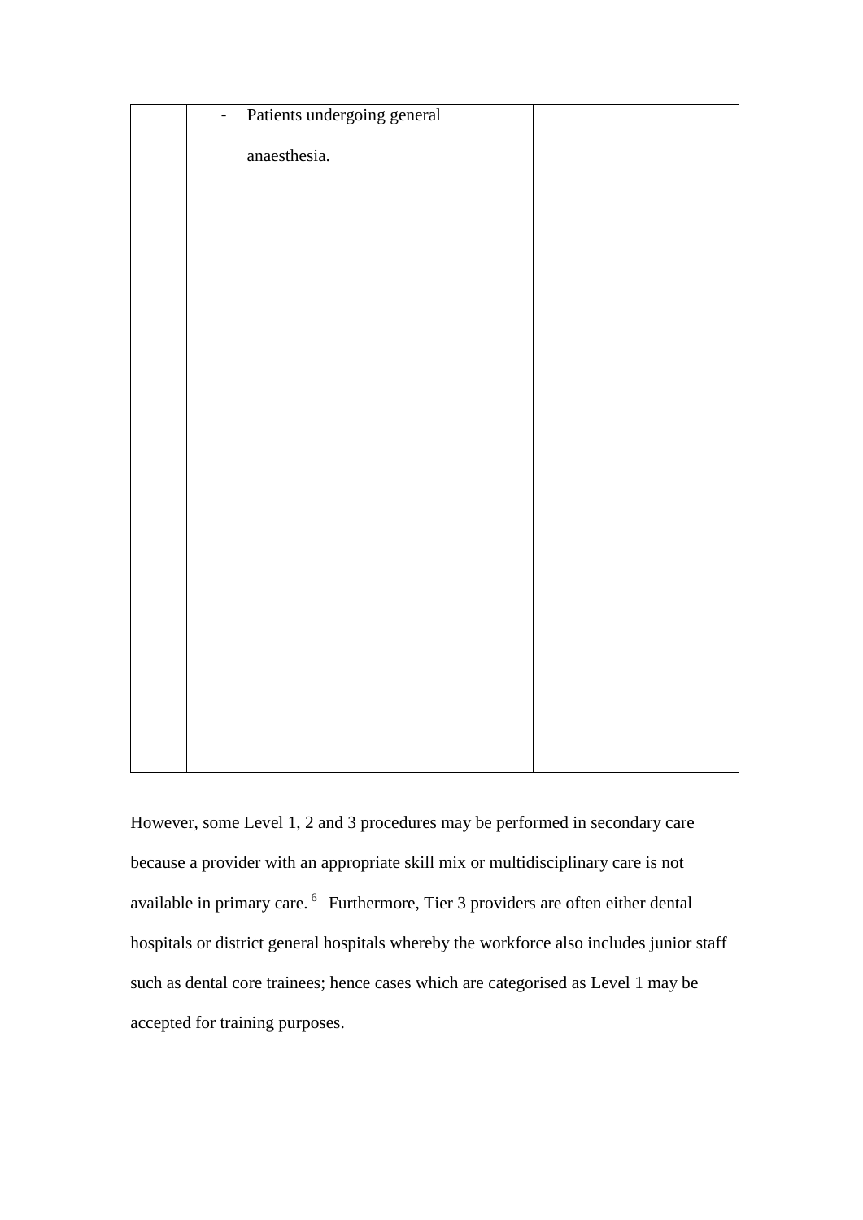| | - Patients undergoing general anaesthesia. | |
|---|---|---|

However, some Level 1, 2 and 3 procedures may be performed in secondary care because a provider with an appropriate skill mix or multidisciplinary care is not available in primary care.[6] Furthermore, Tier 3 providers are often either dental hospitals or district general hospitals whereby the workforce also includes junior staff such as dental core trainees; hence cases which are categorised as Level 1 may be accepted for training purposes.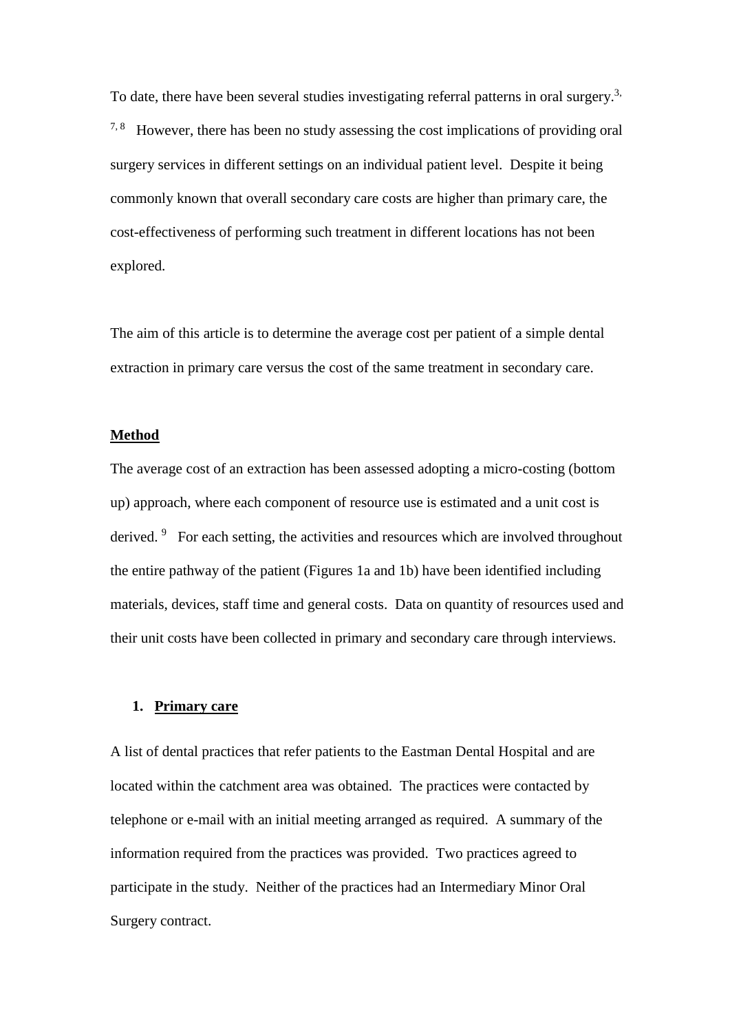To date, there have been several studies investigating referral patterns in oral surgery.[3, 7, 8] However, there has been no study assessing the cost implications of providing oral surgery services in different settings on an individual patient level. Despite it being commonly known that overall secondary care costs are higher than primary care, the cost-effectiveness of performing such treatment in different locations has not been explored.

The aim of this article is to determine the average cost per patient of a simple dental extraction in primary care versus the cost of the same treatment in secondary care.

## **Method**

The average cost of an extraction has been assessed adopting a micro-costing (bottom up) approach, where each component of resource use is estimated and a unit cost is derived.[9] For each setting, the activities and resources which are involved throughout the entire pathway of the patient (Figures 1a and 1b) have been identified including materials, devices, staff time and general costs. Data on quantity of resources used and their unit costs have been collected in primary and secondary care through interviews.

### 1. **Primary care**

A list of dental practices that refer patients to the Eastman Dental Hospital and are located within the catchment area was obtained. The practices were contacted by telephone or e-mail with an initial meeting arranged as required. A summary of the information required from the practices was provided. Two practices agreed to participate in the study. Neither of the practices had an Intermediary Minor Oral Surgery contract.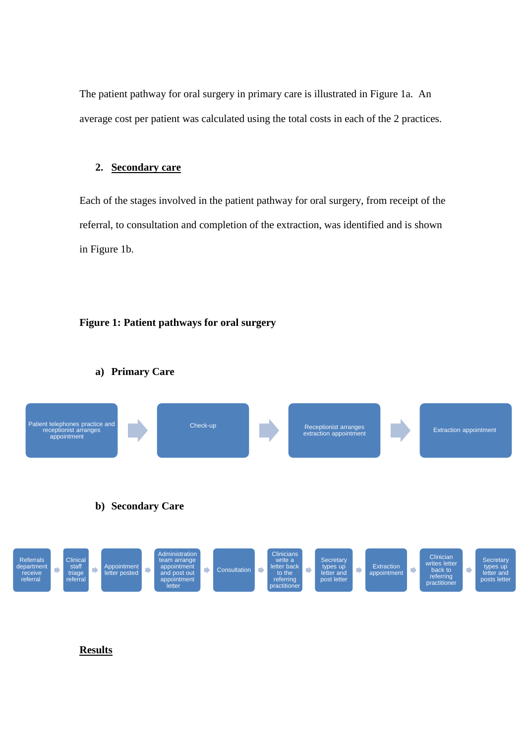The patient pathway for oral surgery in primary care is illustrated in Figure 1a. An average cost per patient was calculated using the total costs in each of the 2 practices.

### 2. Secondary care

Each of the stages involved in the patient pathway for oral surgery, from receipt of the referral, to consultation and completion of the extraction, was identified and is shown in Figure 1b.

**Figure 1: Patient pathways for oral surgery**

**a) Primary Care**

Patient telephones practice and receptionist arranges appointment → Check-up → Receptionist arranges extraction appointment → Extraction appointment

**b) Secondary Care**

Referrals department receive referral → Clinical staff triage referral → Appointment letter posted → Administration team arrange appointment and post out appointment letter → Consultation → Clinicians write a letter back to the referring practitioner → Secretary types up letter and post letter → Extraction appointment → Clinician writes letter back to referring practitioner → Secretary types up letter and posts letter

## Results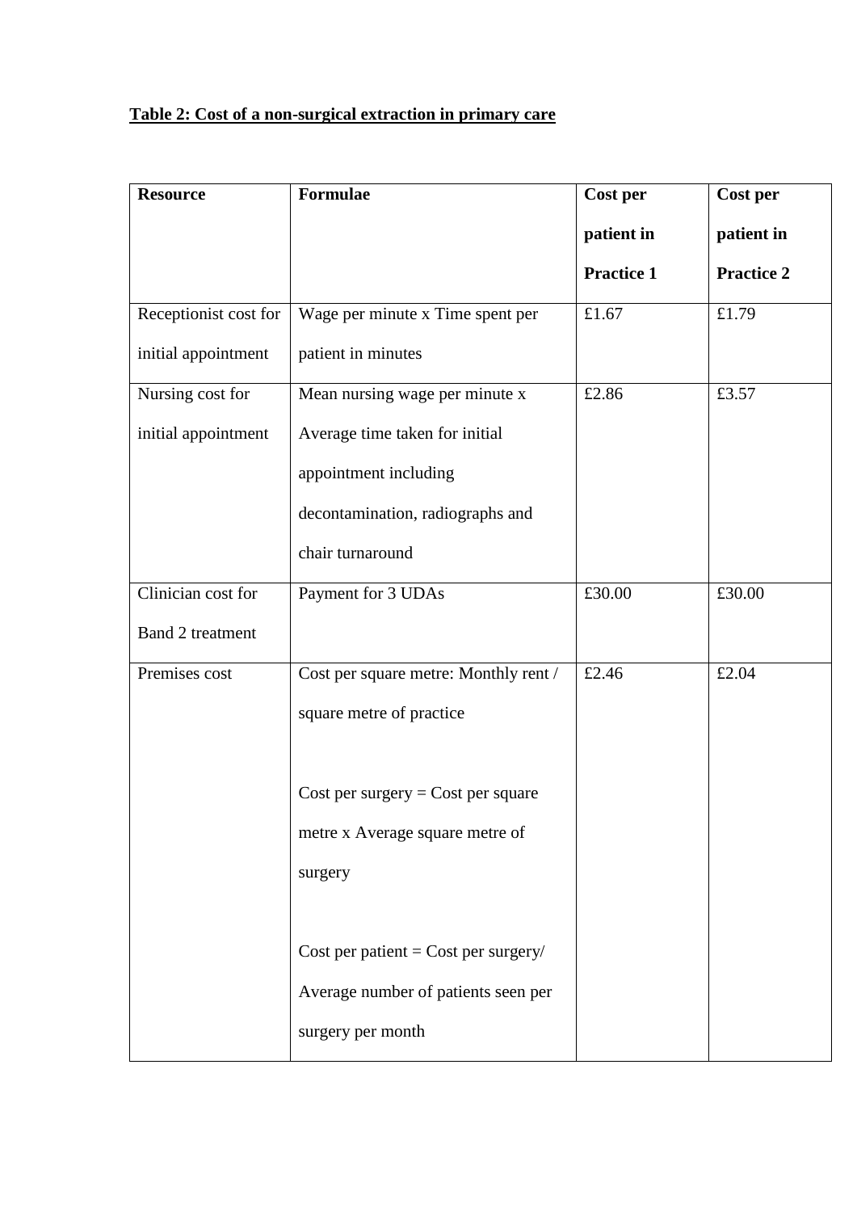**Table 2: Cost of a non-surgical extraction in primary care**

| Resource | Formulae | Cost per patient in Practice 1 | Cost per patient in Practice 2 |
|---|---|---|---|
| Receptionist cost for initial appointment | Wage per minute x Time spent per patient in minutes | £1.67 | £1.79 |
| Nursing cost for initial appointment | Mean nursing wage per minute x Average time taken for initial appointment including decontamination, radiographs and chair turnaround | £2.86 | £3.57 |
| Clinician cost for Band 2 treatment | Payment for 3 UDAs | £30.00 | £30.00 |
| Premises cost | Cost per square metre: Monthly rent / square metre of practice<br><br>Cost per surgery = Cost per square metre x Average square metre of surgery<br><br>Cost per patient = Cost per surgery/ Average number of patients seen per surgery per month | £2.46 | £2.04 |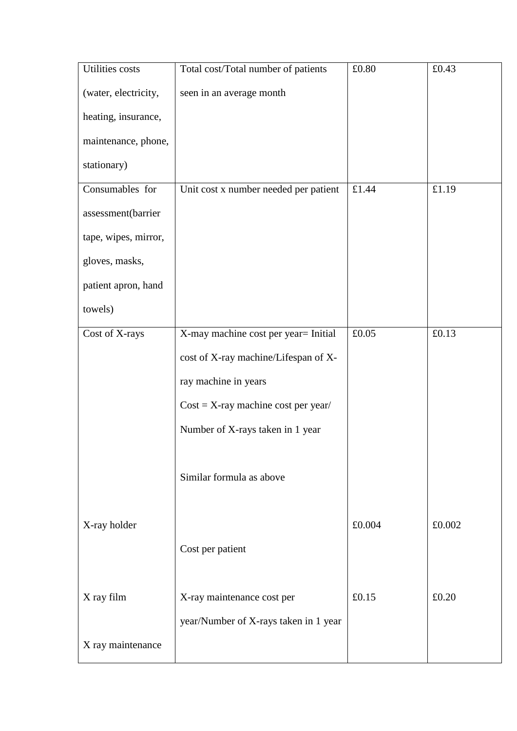| | | | |
|---|---|---|---|
| Utilities costs (water, electricity, heating, insurance, maintenance, phone, stationary) | Total cost/Total number of patients seen in an average month | £0.80 | £0.43 |
| Consumables for assessment(barrier tape, wipes, mirror, gloves, masks, patient apron, hand towels) | Unit cost x number needed per patient | £1.44 | £1.19 |
| Cost of X-rays | X-may machine cost per year= Initial cost of X-ray machine/Lifespan of X-ray machine in years<br>Cost = X-ray machine cost per year/ Number of X-rays taken in 1 year<br><br>Similar formula as above | £0.05 | £0.13 |
| X-ray holder | Cost per patient | £0.004 | £0.002 |
| X ray film<br><br>X ray maintenance | X-ray maintenance cost per year/Number of X-rays taken in 1 year | £0.15 | £0.20 |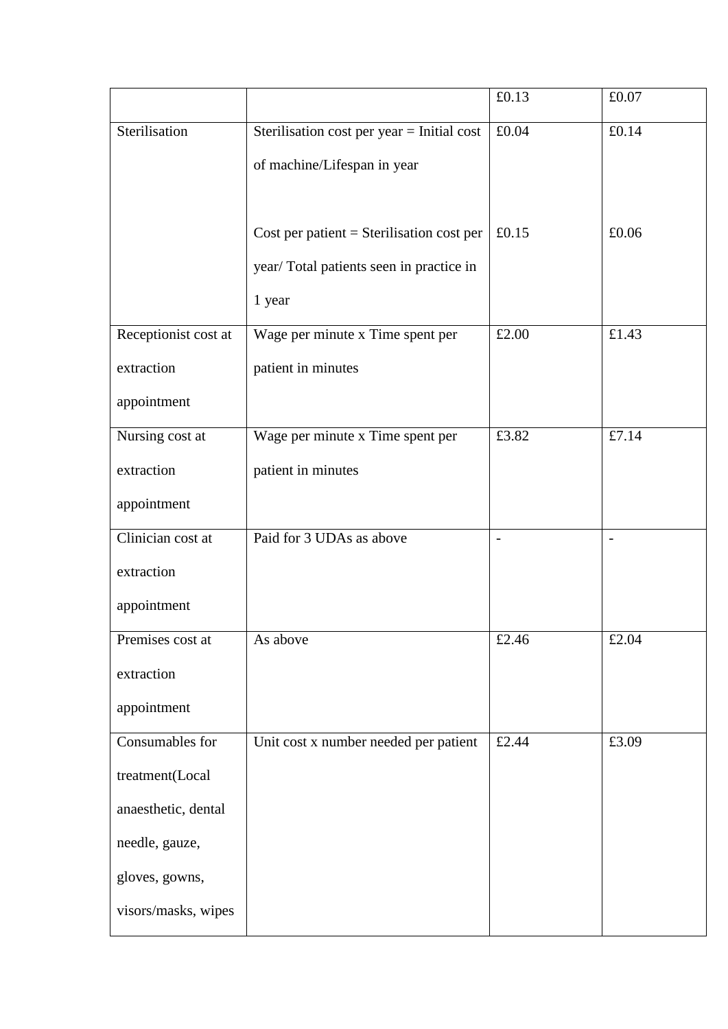| | | | |
|---|---|---|---|
| | | £0.13 | £0.07 |
| Sterilisation | Sterilisation cost per year = Initial cost of machine/Lifespan in year | £0.04 | £0.14 |
| | Cost per patient = Sterilisation cost per year/ Total patients seen in practice in 1 year | £0.15 | £0.06 |
| Receptionist cost at extraction appointment | Wage per minute x Time spent per patient in minutes | £2.00 | £1.43 |
| Nursing cost at extraction appointment | Wage per minute x Time spent per patient in minutes | £3.82 | £7.14 |
| Clinician cost at extraction appointment | Paid for 3 UDAs as above | - | - |
| Premises cost at extraction appointment | As above | £2.46 | £2.04 |
| Consumables for treatment(Local anaesthetic, dental needle, gauze, gloves, gowns, visors/masks, wipes | Unit cost x number needed per patient | £2.44 | £3.09 |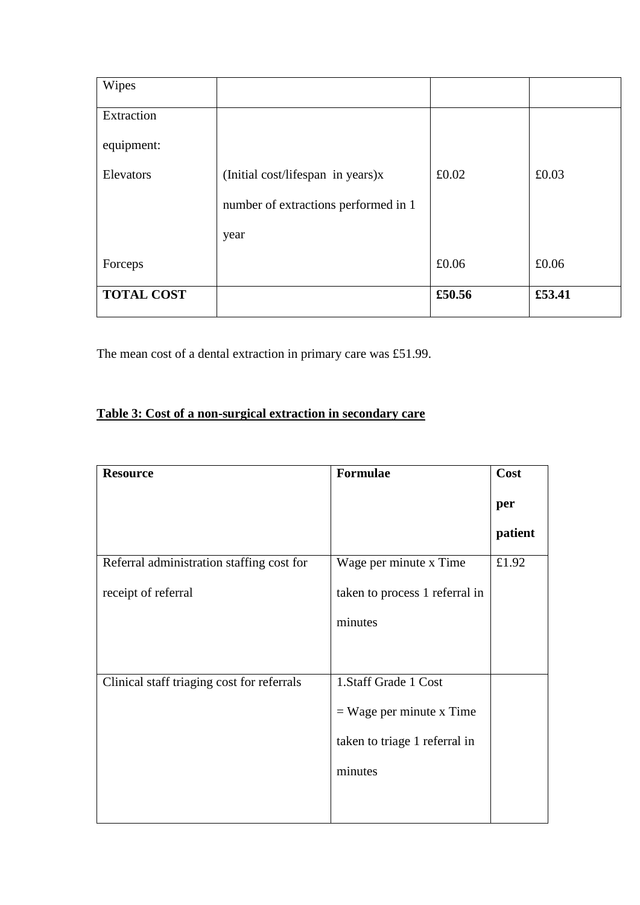| Wipes | | | |
|---|---|---|---|
| Extraction equipment: Elevators | (Initial cost/lifespan in years)x number of extractions performed in 1 year | £0.02 | £0.03 |
| Forceps | | £0.06 | £0.06 |
| **TOTAL COST** | | **£50.56** | **£53.41** |

The mean cost of a dental extraction in primary care was £51.99.

**Table 3: Cost of a non-surgical extraction in secondary care**

| **Resource** | **Formulae** | **Cost per patient** |
|---|---|---|
| Referral administration staffing cost for receipt of referral | Wage per minute x Time taken to process 1 referral in minutes | £1.92 |
| Clinical staff triaging cost for referrals | 1.Staff Grade 1 Cost = Wage per minute x Time taken to triage 1 referral in minutes | |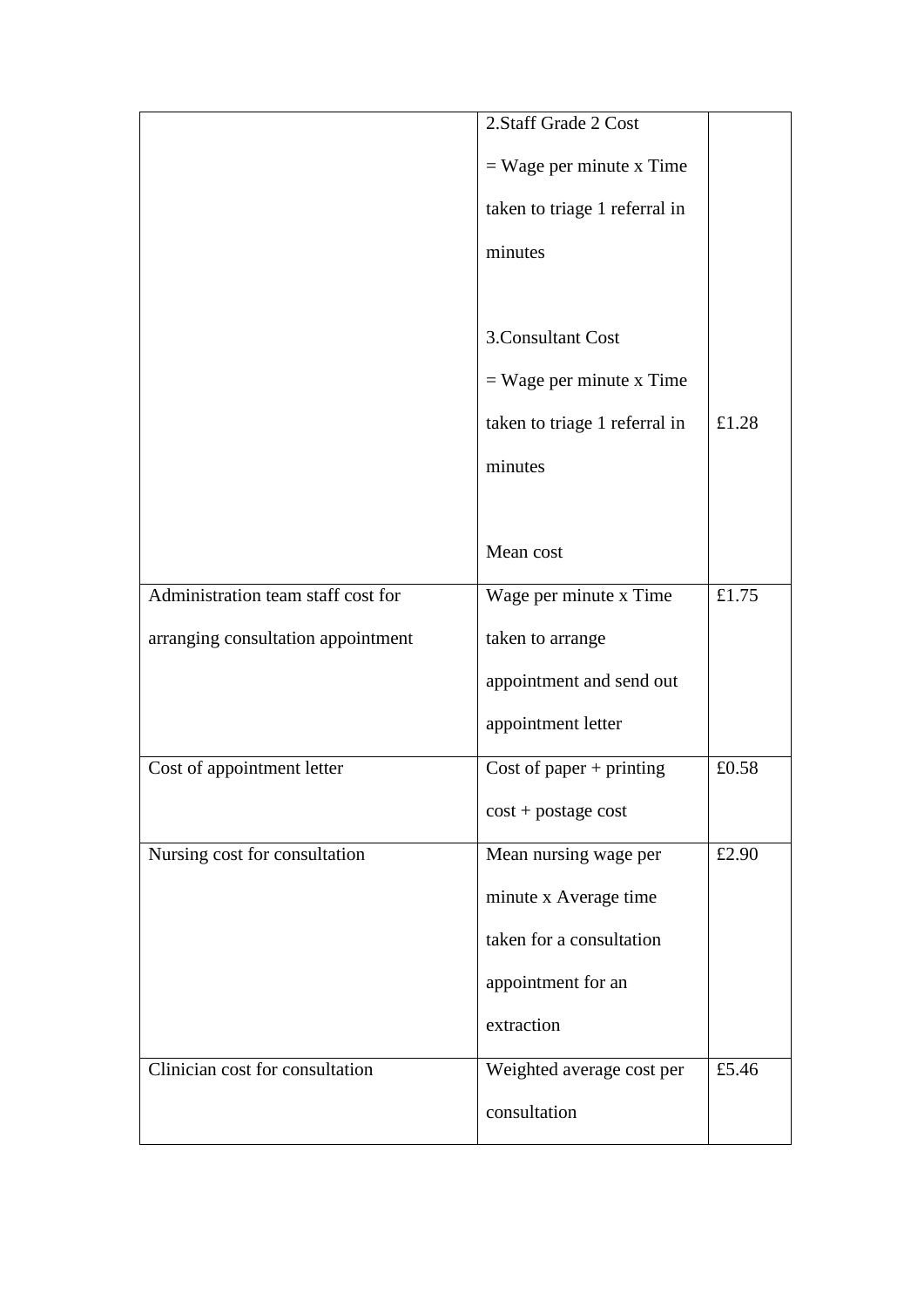| | | |
|---|---|---|
| | 2.Staff Grade 2 Cost<br>= Wage per minute x Time taken to triage 1 referral in minutes<br><br>3.Consultant Cost<br>= Wage per minute x Time taken to triage 1 referral in minutes<br><br>Mean cost | £1.28 |
| Administration team staff cost for arranging consultation appointment | Wage per minute x Time taken to arrange appointment and send out appointment letter | £1.75 |
| Cost of appointment letter | Cost of paper + printing cost + postage cost | £0.58 |
| Nursing cost for consultation | Mean nursing wage per minute x Average time taken for a consultation appointment for an extraction | £2.90 |
| Clinician cost for consultation | Weighted average cost per consultation | £5.46 |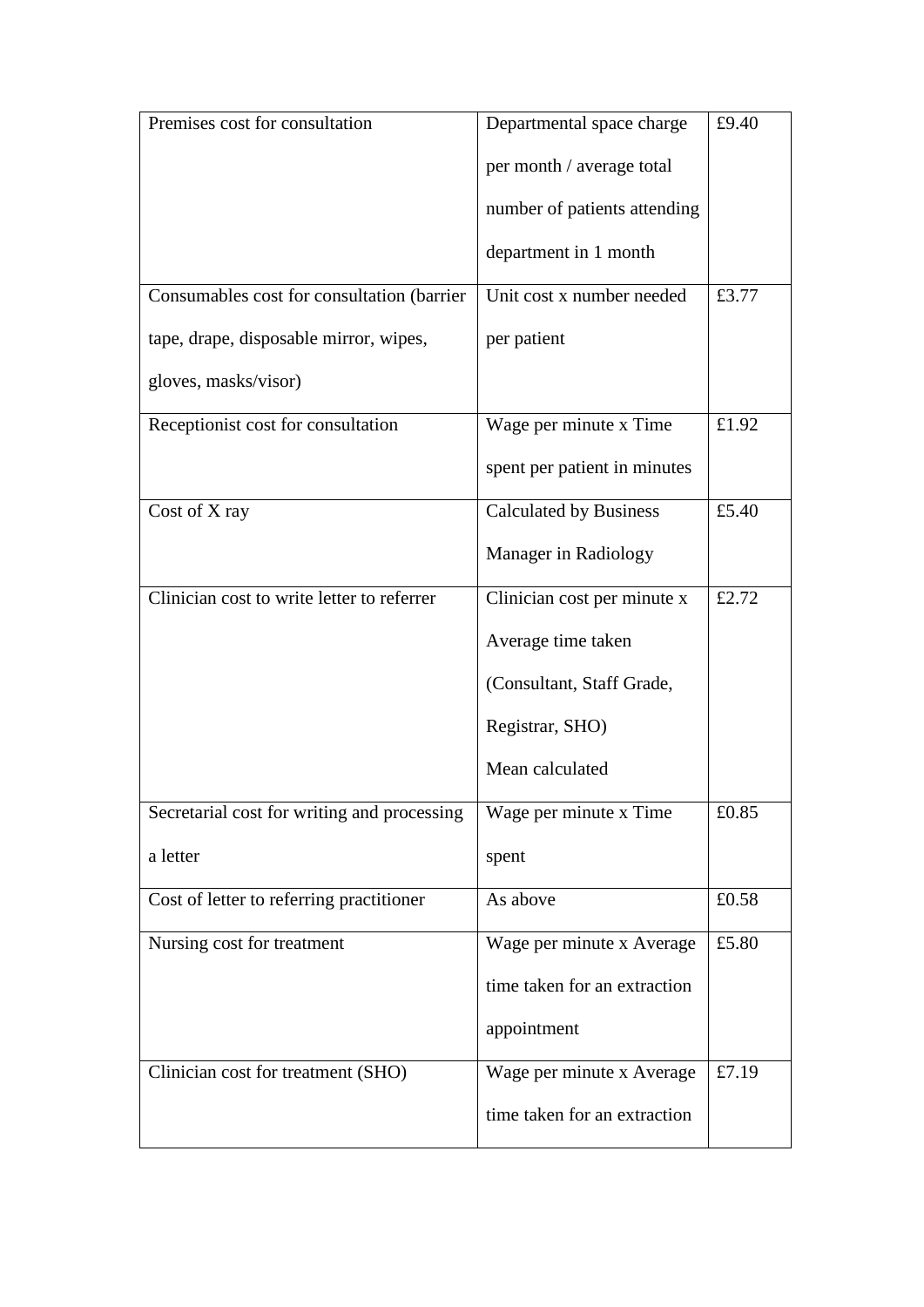| | | |
|---|---|---|
| Premises cost for consultation | Departmental space charge per month / average total number of patients attending department in 1 month | £9.40 |
| Consumables cost for consultation (barrier tape, drape, disposable mirror, wipes, gloves, masks/visor) | Unit cost x number needed per patient | £3.77 |
| Receptionist cost for consultation | Wage per minute x Time spent per patient in minutes | £1.92 |
| Cost of X ray | Calculated by Business Manager in Radiology | £5.40 |
| Clinician cost to write letter to referrer | Clinician cost per minute x Average time taken (Consultant, Staff Grade, Registrar, SHO) Mean calculated | £2.72 |
| Secretarial cost for writing and processing a letter | Wage per minute x Time spent | £0.85 |
| Cost of letter to referring practitioner | As above | £0.58 |
| Nursing cost for treatment | Wage per minute x Average time taken for an extraction appointment | £5.80 |
| Clinician cost for treatment (SHO) | Wage per minute x Average time taken for an extraction | £7.19 |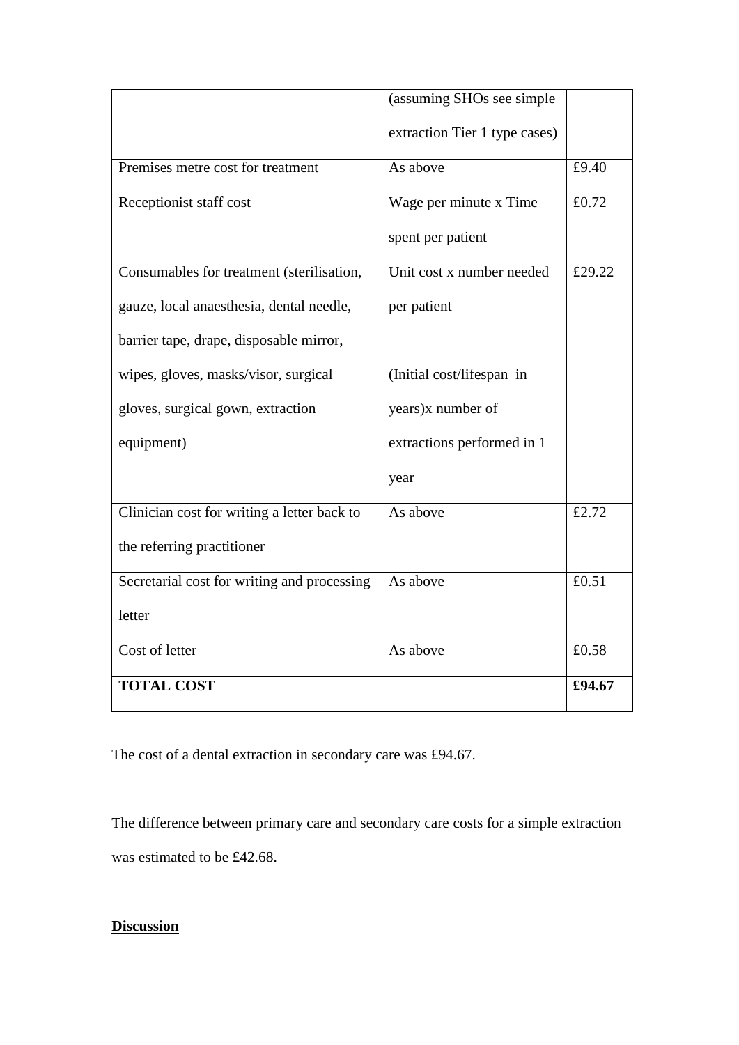| | | |
|---|---|---|
| | (assuming SHOs see simple extraction Tier 1 type cases) | |
| Premises metre cost for treatment | As above | £9.40 |
| Receptionist staff cost | Wage per minute x Time spent per patient | £0.72 |
| Consumables for treatment (sterilisation, gauze, local anaesthesia, dental needle, barrier tape, drape, disposable mirror, wipes, gloves, masks/visor, surgical gloves, surgical gown, extraction equipment) | Unit cost x number needed per patient<br><br>(Initial cost/lifespan in years)x number of extractions performed in 1 year | £29.22 |
| Clinician cost for writing a letter back to the referring practitioner | As above | £2.72 |
| Secretarial cost for writing and processing letter | As above | £0.51 |
| Cost of letter | As above | £0.58 |
| **TOTAL COST** | | **£94.67** |

The cost of a dental extraction in secondary care was £94.67.

The difference between primary care and secondary care costs for a simple extraction was estimated to be £42.68.

## Discussion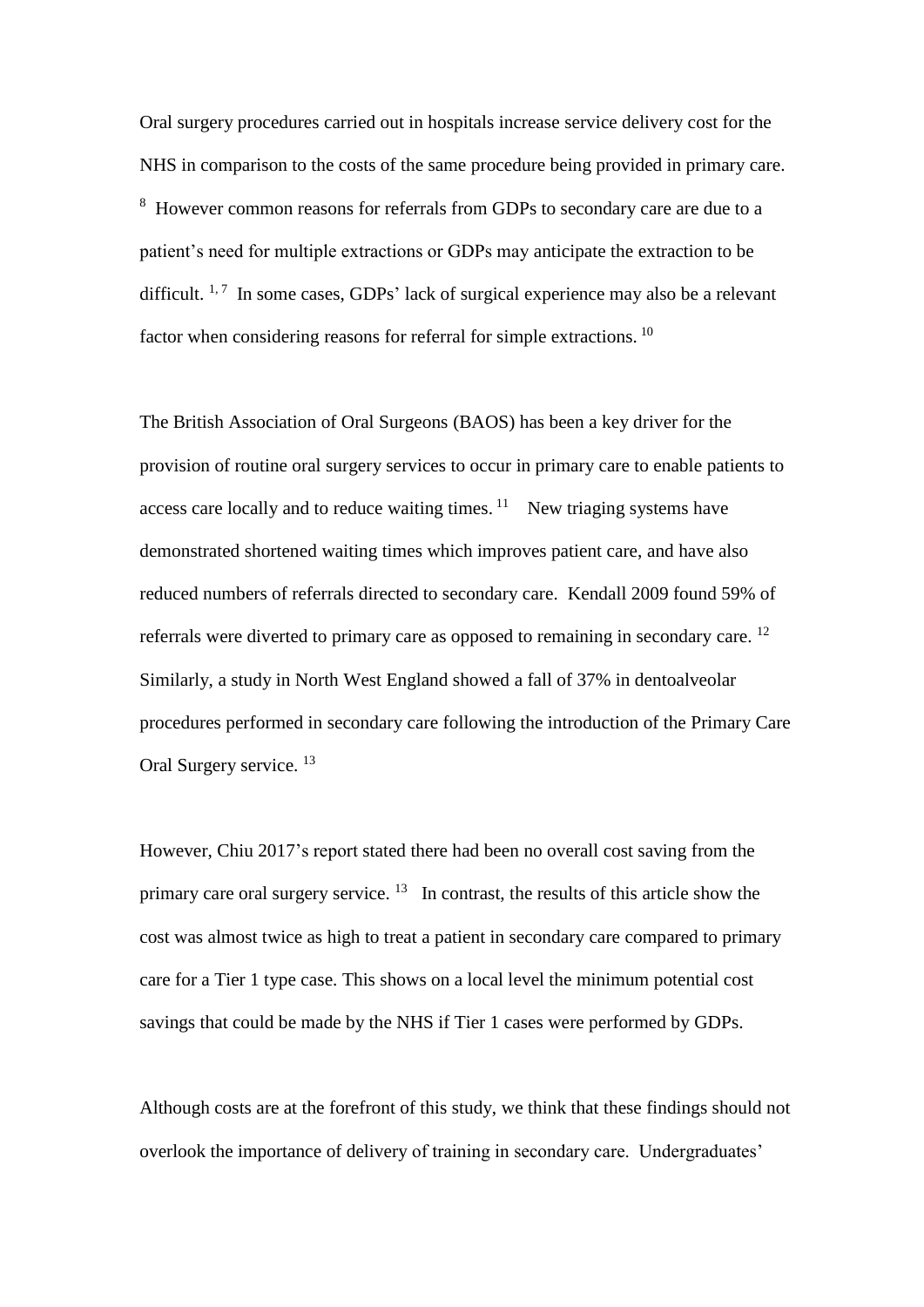Oral surgery procedures carried out in hospitals increase service delivery cost for the NHS in comparison to the costs of the same procedure being provided in primary care. [8] However common reasons for referrals from GDPs to secondary care are due to a patient's need for multiple extractions or GDPs may anticipate the extraction to be difficult. [1, 7] In some cases, GDPs' lack of surgical experience may also be a relevant factor when considering reasons for referral for simple extractions. [10]

The British Association of Oral Surgeons (BAOS) has been a key driver for the provision of routine oral surgery services to occur in primary care to enable patients to access care locally and to reduce waiting times. [11] New triaging systems have demonstrated shortened waiting times which improves patient care, and have also reduced numbers of referrals directed to secondary care. Kendall 2009 found 59% of referrals were diverted to primary care as opposed to remaining in secondary care. [12] Similarly, a study in North West England showed a fall of 37% in dentoalveolar procedures performed in secondary care following the introduction of the Primary Care Oral Surgery service. [13]

However, Chiu 2017's report stated there had been no overall cost saving from the primary care oral surgery service. [13] In contrast, the results of this article show the cost was almost twice as high to treat a patient in secondary care compared to primary care for a Tier 1 type case. This shows on a local level the minimum potential cost savings that could be made by the NHS if Tier 1 cases were performed by GDPs.

Although costs are at the forefront of this study, we think that these findings should not overlook the importance of delivery of training in secondary care. Undergraduates'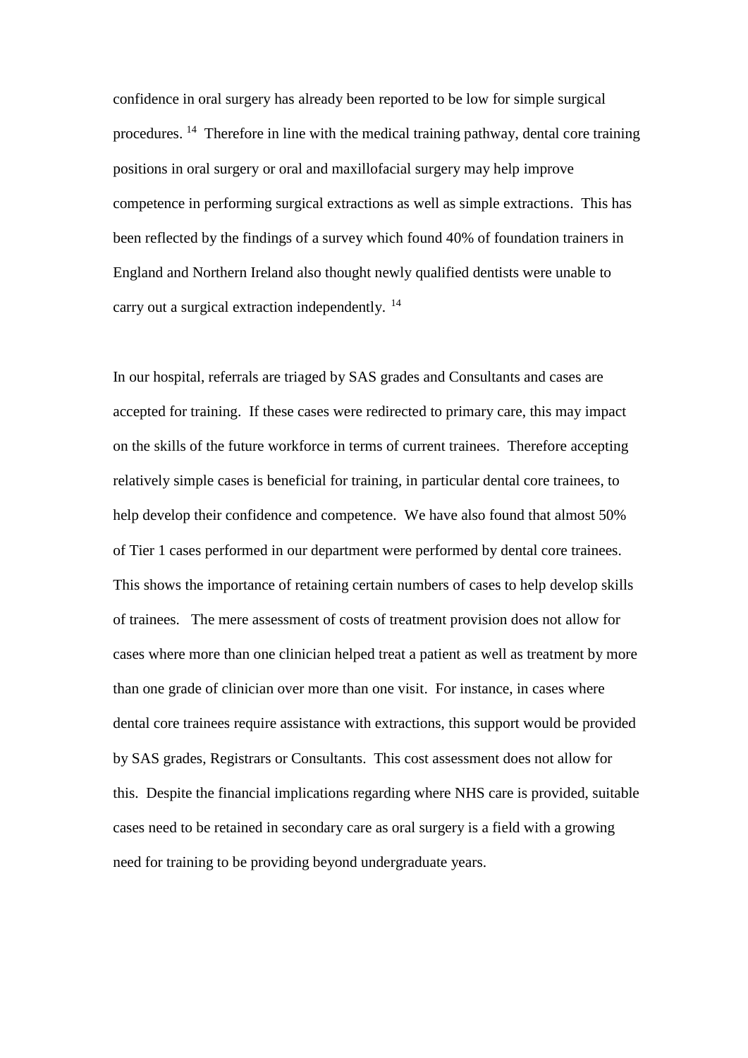confidence in oral surgery has already been reported to be low for simple surgical procedures. [14] Therefore in line with the medical training pathway, dental core training positions in oral surgery or oral and maxillofacial surgery may help improve competence in performing surgical extractions as well as simple extractions. This has been reflected by the findings of a survey which found 40% of foundation trainers in England and Northern Ireland also thought newly qualified dentists were unable to carry out a surgical extraction independently. [14]

In our hospital, referrals are triaged by SAS grades and Consultants and cases are accepted for training. If these cases were redirected to primary care, this may impact on the skills of the future workforce in terms of current trainees. Therefore accepting relatively simple cases is beneficial for training, in particular dental core trainees, to help develop their confidence and competence. We have also found that almost 50% of Tier 1 cases performed in our department were performed by dental core trainees. This shows the importance of retaining certain numbers of cases to help develop skills of trainees. The mere assessment of costs of treatment provision does not allow for cases where more than one clinician helped treat a patient as well as treatment by more than one grade of clinician over more than one visit. For instance, in cases where dental core trainees require assistance with extractions, this support would be provided by SAS grades, Registrars or Consultants. This cost assessment does not allow for this. Despite the financial implications regarding where NHS care is provided, suitable cases need to be retained in secondary care as oral surgery is a field with a growing need for training to be providing beyond undergraduate years.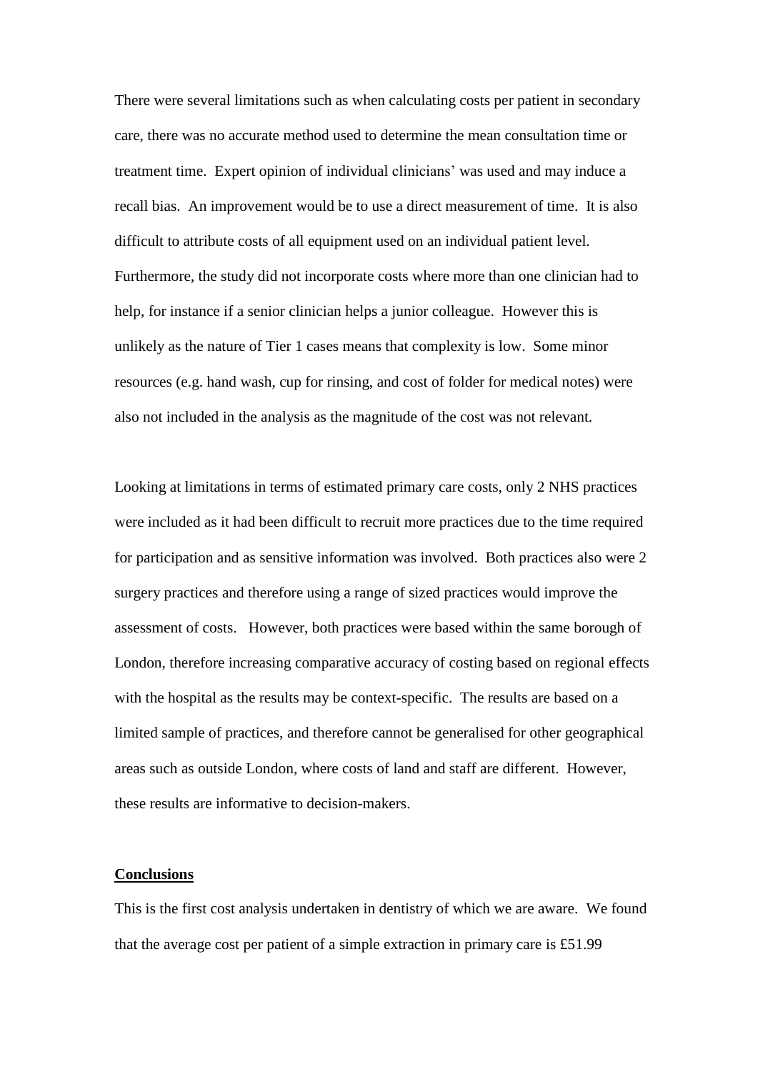There were several limitations such as when calculating costs per patient in secondary care, there was no accurate method used to determine the mean consultation time or treatment time. Expert opinion of individual clinicians' was used and may induce a recall bias. An improvement would be to use a direct measurement of time. It is also difficult to attribute costs of all equipment used on an individual patient level. Furthermore, the study did not incorporate costs where more than one clinician had to help, for instance if a senior clinician helps a junior colleague. However this is unlikely as the nature of Tier 1 cases means that complexity is low. Some minor resources (e.g. hand wash, cup for rinsing, and cost of folder for medical notes) were also not included in the analysis as the magnitude of the cost was not relevant.

Looking at limitations in terms of estimated primary care costs, only 2 NHS practices were included as it had been difficult to recruit more practices due to the time required for participation and as sensitive information was involved. Both practices also were 2 surgery practices and therefore using a range of sized practices would improve the assessment of costs. However, both practices were based within the same borough of London, therefore increasing comparative accuracy of costing based on regional effects with the hospital as the results may be context-specific. The results are based on a limited sample of practices, and therefore cannot be generalised for other geographical areas such as outside London, where costs of land and staff are different. However, these results are informative to decision-makers.

## Conclusions

This is the first cost analysis undertaken in dentistry of which we are aware. We found that the average cost per patient of a simple extraction in primary care is £51.99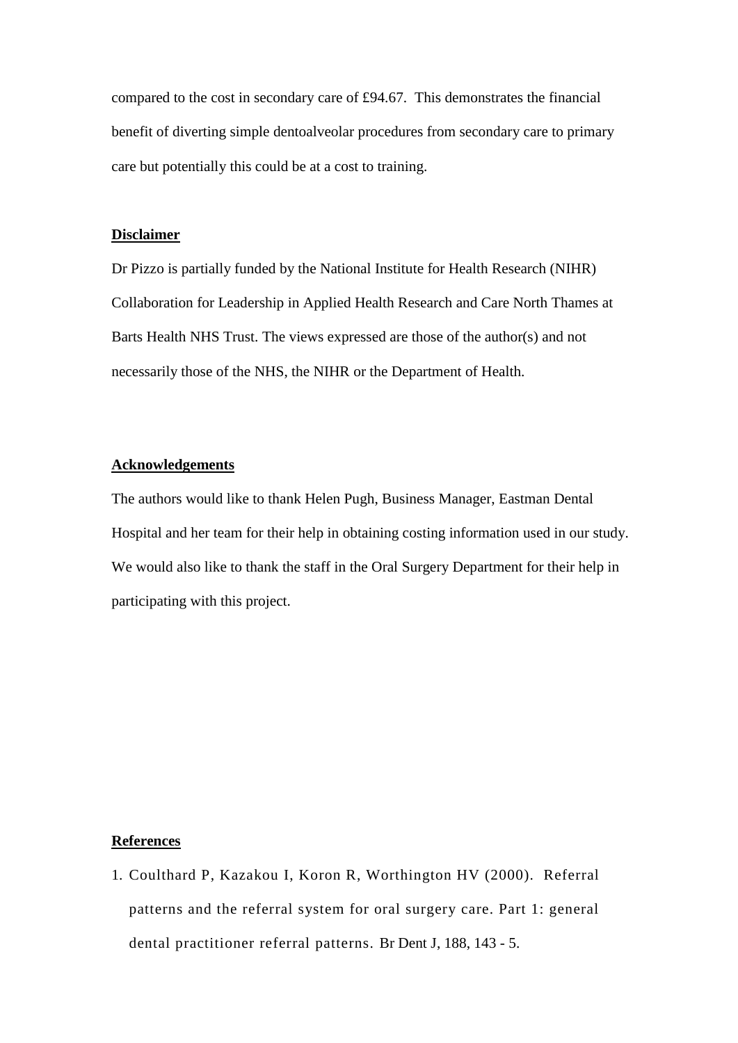compared to the cost in secondary care of £94.67. This demonstrates the financial benefit of diverting simple dentoalveolar procedures from secondary care to primary care but potentially this could be at a cost to training.

## Disclaimer

Dr Pizzo is partially funded by the National Institute for Health Research (NIHR) Collaboration for Leadership in Applied Health Research and Care North Thames at Barts Health NHS Trust. The views expressed are those of the author(s) and not necessarily those of the NHS, the NIHR or the Department of Health.

## Acknowledgements

The authors would like to thank Helen Pugh, Business Manager, Eastman Dental Hospital and her team for their help in obtaining costing information used in our study. We would also like to thank the staff in the Oral Surgery Department for their help in participating with this project.

## References

1. Coulthard P, Kazakou I, Koron R, Worthington HV (2000). Referral patterns and the referral system for oral surgery care. Part 1: general dental practitioner referral patterns. Br Dent J, 188, 143 - 5.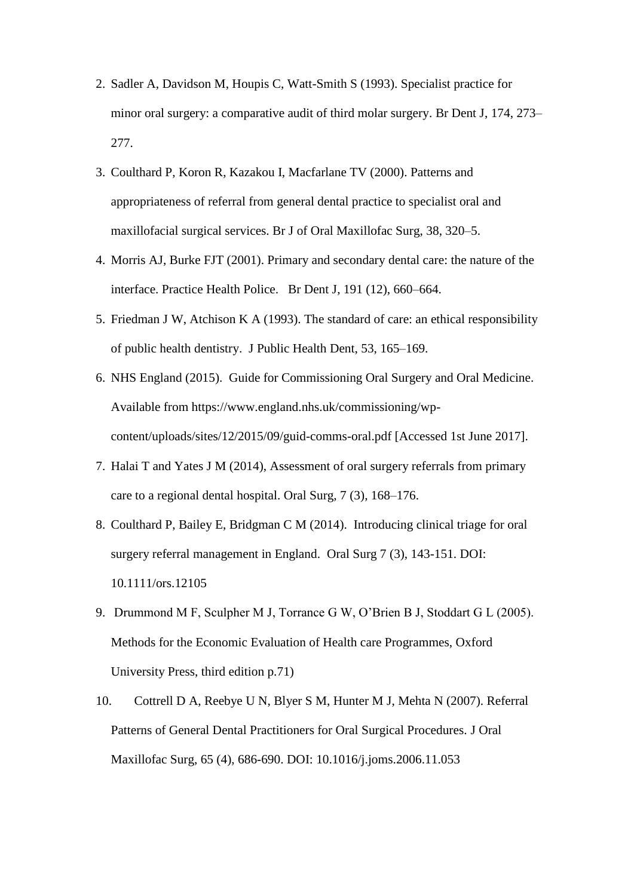2. Sadler A, Davidson M, Houpis C, Watt-Smith S (1993). Specialist practice for minor oral surgery: a comparative audit of third molar surgery. Br Dent J, 174, 273–277.
3. Coulthard P, Koron R, Kazakou I, Macfarlane TV (2000). Patterns and appropriateness of referral from general dental practice to specialist oral and maxillofacial surgical services. Br J of Oral Maxillofac Surg, 38, 320–5.
4. Morris AJ, Burke FJT (2001). Primary and secondary dental care: the nature of the interface. Practice Health Police. Br Dent J, 191 (12), 660–664.
5. Friedman J W, Atchison K A (1993). The standard of care: an ethical responsibility of public health dentistry. J Public Health Dent, 53, 165–169.
6. NHS England (2015). Guide for Commissioning Oral Surgery and Oral Medicine. Available from https://www.england.nhs.uk/commissioning/wp-content/uploads/sites/12/2015/09/guid-comms-oral.pdf [Accessed 1st June 2017].
7. Halai T and Yates J M (2014), Assessment of oral surgery referrals from primary care to a regional dental hospital. Oral Surg, 7 (3), 168–176.
8. Coulthard P, Bailey E, Bridgman C M (2014). Introducing clinical triage for oral surgery referral management in England. Oral Surg 7 (3), 143-151. DOI: 10.1111/ors.12105
9. Drummond M F, Sculpher M J, Torrance G W, O'Brien B J, Stoddart G L (2005). Methods for the Economic Evaluation of Health care Programmes, Oxford University Press, third edition p.71)
10. Cottrell D A, Reebye U N, Blyer S M, Hunter M J, Mehta N (2007). Referral Patterns of General Dental Practitioners for Oral Surgical Procedures. J Oral Maxillofac Surg, 65 (4), 686-690. DOI: 10.1016/j.joms.2006.11.053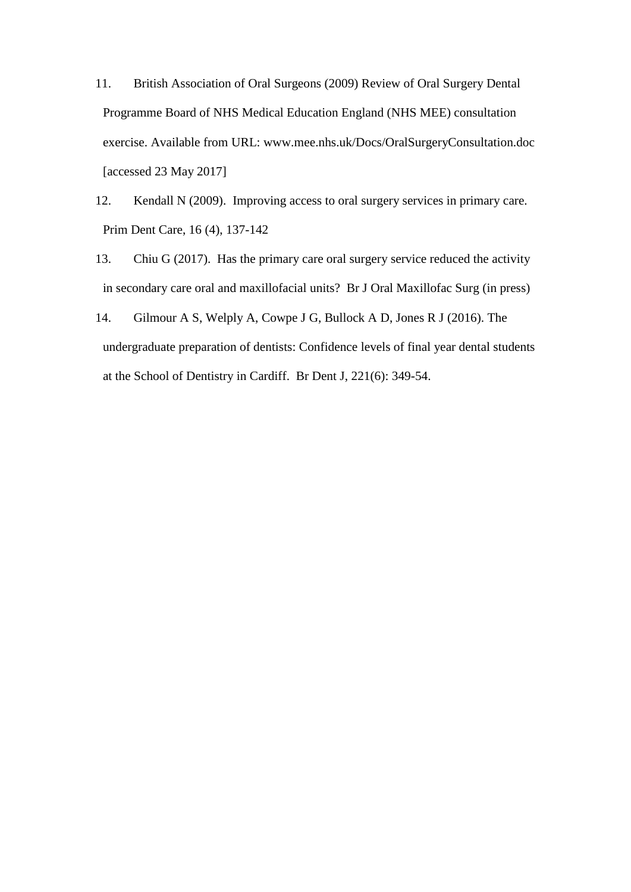11. British Association of Oral Surgeons (2009) Review of Oral Surgery Dental Programme Board of NHS Medical Education England (NHS MEE) consultation exercise. Available from URL: www.mee.nhs.uk/Docs/OralSurgeryConsultation.doc [accessed 23 May 2017]

12. Kendall N (2009). Improving access to oral surgery services in primary care. Prim Dent Care, 16 (4), 137-142

13. Chiu G (2017). Has the primary care oral surgery service reduced the activity in secondary care oral and maxillofacial units? Br J Oral Maxillofac Surg (in press)

14. Gilmour A S, Welply A, Cowpe J G, Bullock A D, Jones R J (2016). The undergraduate preparation of dentists: Confidence levels of final year dental students at the School of Dentistry in Cardiff. Br Dent J, 221(6): 349-54.